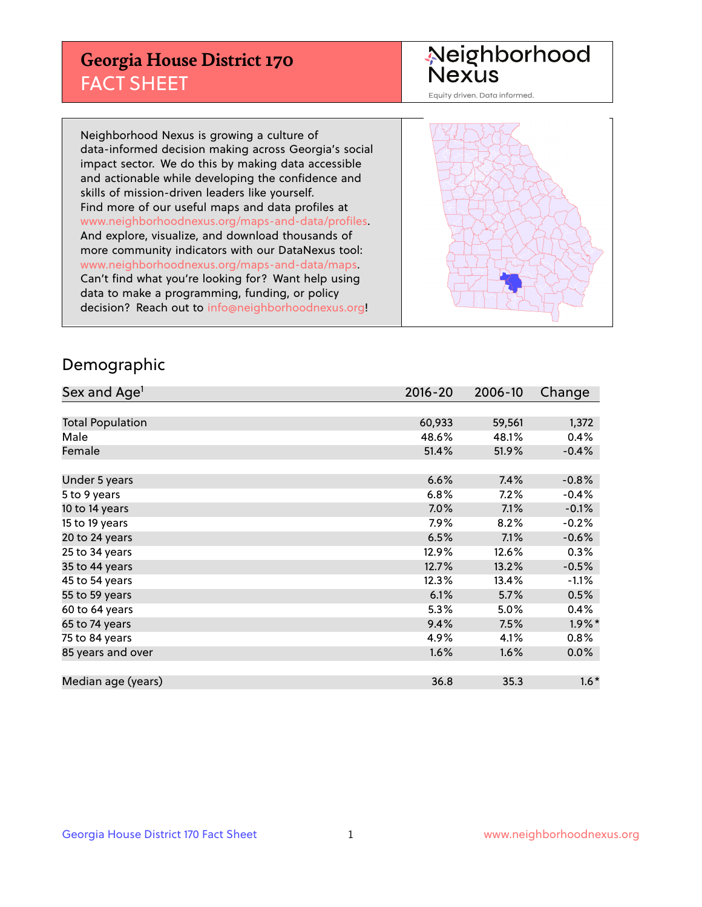# Georgia House District 170
## FACT SHEET

Neighborhood Nexus

Equity driven. Data informed.

Neighborhood Nexus is growing a culture of data-informed decision making across Georgia's social impact sector. We do this by making data accessible and actionable while developing the confidence and skills of mission-driven leaders like yourself. Find more of our useful maps and data profiles at www.neighborhoodnexus.org/maps-and-data/profiles. And explore, visualize, and download thousands of more community indicators with our DataNexus tool: www.neighborhoodnexus.org/maps-and-data/maps. Can't find what you're looking for? Want help using data to make a programming, funding, or policy decision? Reach out to info@neighborhoodnexus.org!

## Demographic

| Sex and Age[1] | 2016-20 | 2006-10 | Change |
|---|---|---|---|
| Total Population | 60,933 | 59,561 | 1,372 |
| Male | 48.6% | 48.1% | 0.4% |
| Female | 51.4% | 51.9% | -0.4% |
| | | | |
| Under 5 years | 6.6% | 7.4% | -0.8% |
| 5 to 9 years | 6.8% | 7.2% | -0.4% |
| 10 to 14 years | 7.0% | 7.1% | -0.1% |
| 15 to 19 years | 7.9% | 8.2% | -0.2% |
| 20 to 24 years | 6.5% | 7.1% | -0.6% |
| 25 to 34 years | 12.9% | 12.6% | 0.3% |
| 35 to 44 years | 12.7% | 13.2% | -0.5% |
| 45 to 54 years | 12.3% | 13.4% | -1.1% |
| 55 to 59 years | 6.1% | 5.7% | 0.5% |
| 60 to 64 years | 5.3% | 5.0% | 0.4% |
| 65 to 74 years | 9.4% | 7.5% | 1.9%* |
| 75 to 84 years | 4.9% | 4.1% | 0.8% |
| 85 years and over | 1.6% | 1.6% | 0.0% |
| | | | |
| Median age (years) | 36.8 | 35.3 | 1.6* |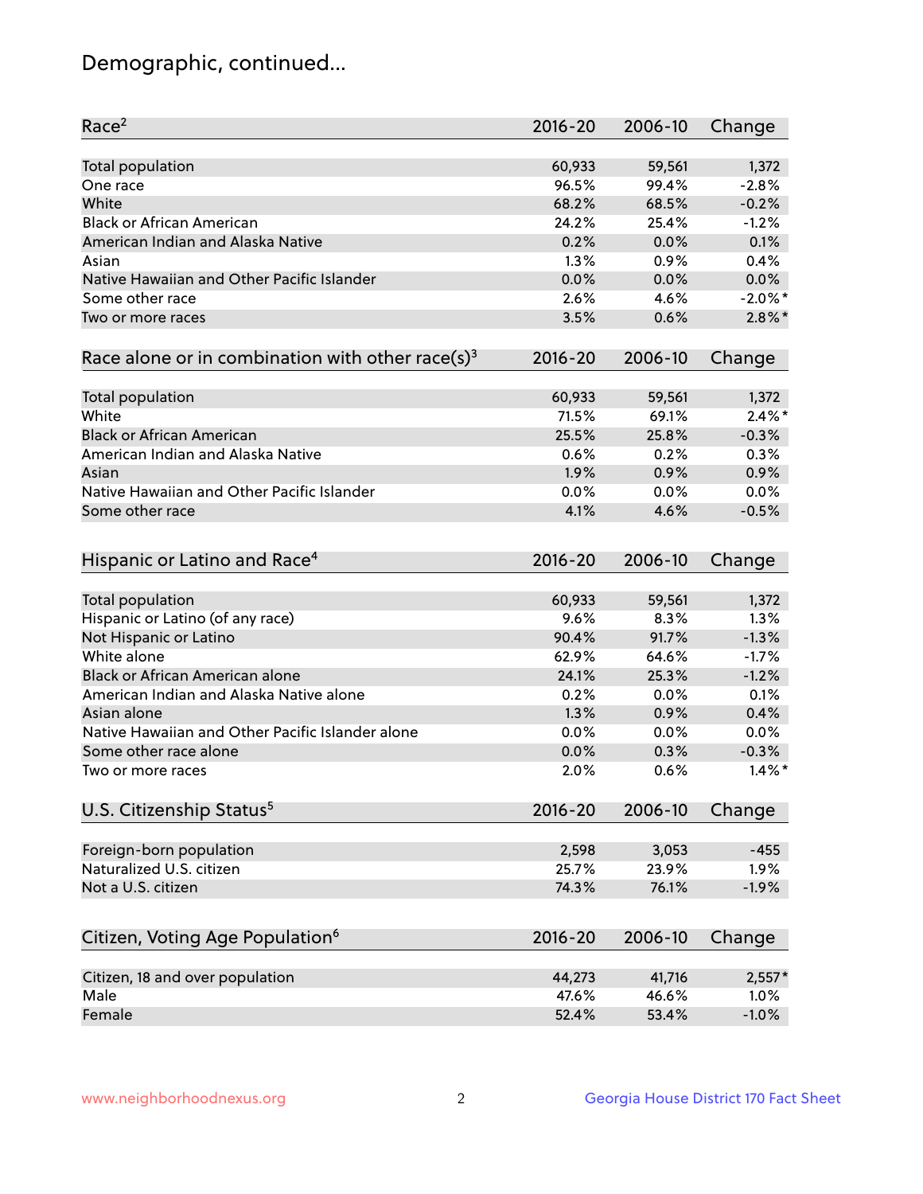# Demographic, continued...

| Race[2] | 2016-20 | 2006-10 | Change |
|---|---|---|---|
| Total population | 60,933 | 59,561 | 1,372 |
| One race | 96.5% | 99.4% | -2.8% |
| White | 68.2% | 68.5% | -0.2% |
| Black or African American | 24.2% | 25.4% | -1.2% |
| American Indian and Alaska Native | 0.2% | 0.0% | 0.1% |
| Asian | 1.3% | 0.9% | 0.4% |
| Native Hawaiian and Other Pacific Islander | 0.0% | 0.0% | 0.0% |
| Some other race | 2.6% | 4.6% | -2.0%* |
| Two or more races | 3.5% | 0.6% | 2.8%* |

| Race alone or in combination with other race(s)[3] | 2016-20 | 2006-10 | Change |
|---|---|---|---|
| Total population | 60,933 | 59,561 | 1,372 |
| White | 71.5% | 69.1% | 2.4%* |
| Black or African American | 25.5% | 25.8% | -0.3% |
| American Indian and Alaska Native | 0.6% | 0.2% | 0.3% |
| Asian | 1.9% | 0.9% | 0.9% |
| Native Hawaiian and Other Pacific Islander | 0.0% | 0.0% | 0.0% |
| Some other race | 4.1% | 4.6% | -0.5% |

| Hispanic or Latino and Race[4] | 2016-20 | 2006-10 | Change |
|---|---|---|---|
| Total population | 60,933 | 59,561 | 1,372 |
| Hispanic or Latino (of any race) | 9.6% | 8.3% | 1.3% |
| Not Hispanic or Latino | 90.4% | 91.7% | -1.3% |
| White alone | 62.9% | 64.6% | -1.7% |
| Black or African American alone | 24.1% | 25.3% | -1.2% |
| American Indian and Alaska Native alone | 0.2% | 0.0% | 0.1% |
| Asian alone | 1.3% | 0.9% | 0.4% |
| Native Hawaiian and Other Pacific Islander alone | 0.0% | 0.0% | 0.0% |
| Some other race alone | 0.0% | 0.3% | -0.3% |
| Two or more races | 2.0% | 0.6% | 1.4%* |

| U.S. Citizenship Status[5] | 2016-20 | 2006-10 | Change |
|---|---|---|---|
| Foreign-born population | 2,598 | 3,053 | -455 |
| Naturalized U.S. citizen | 25.7% | 23.9% | 1.9% |
| Not a U.S. citizen | 74.3% | 76.1% | -1.9% |

| Citizen, Voting Age Population[6] | 2016-20 | 2006-10 | Change |
|---|---|---|---|
| Citizen, 18 and over population | 44,273 | 41,716 | 2,557* |
| Male | 47.6% | 46.6% | 1.0% |
| Female | 52.4% | 53.4% | -1.0% |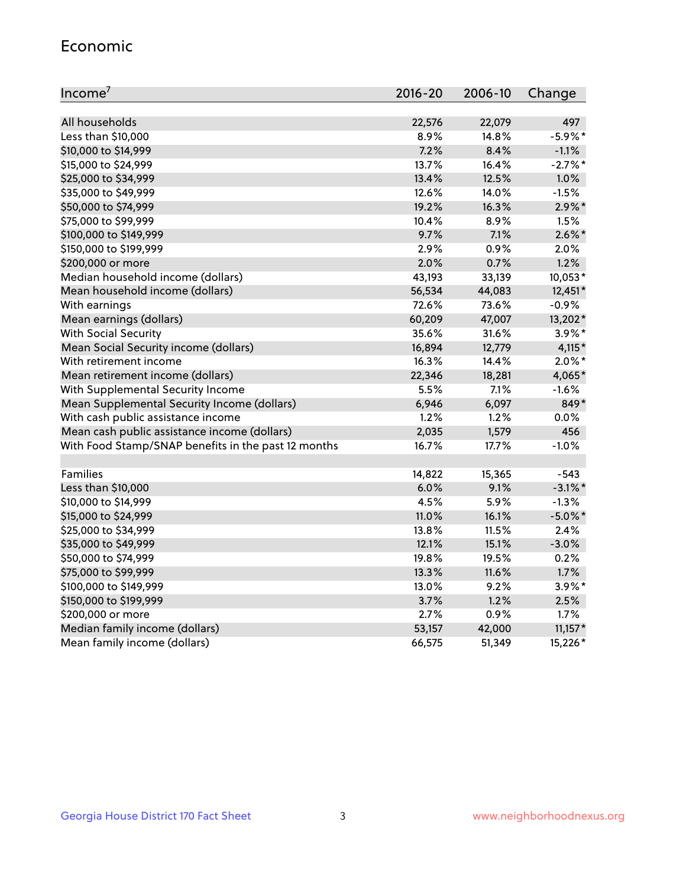## Economic

| Income[7] | 2016-20 | 2006-10 | Change |
|---|---|---|---|
| All households | 22,576 | 22,079 | 497 |
| Less than $10,000 | 8.9% | 14.8% | -5.9%* |
| $10,000 to $14,999 | 7.2% | 8.4% | -1.1% |
| $15,000 to $24,999 | 13.7% | 16.4% | -2.7%* |
| $25,000 to $34,999 | 13.4% | 12.5% | 1.0% |
| $35,000 to $49,999 | 12.6% | 14.0% | -1.5% |
| $50,000 to $74,999 | 19.2% | 16.3% | 2.9%* |
| $75,000 to $99,999 | 10.4% | 8.9% | 1.5% |
| $100,000 to $149,999 | 9.7% | 7.1% | 2.6%* |
| $150,000 to $199,999 | 2.9% | 0.9% | 2.0% |
| $200,000 or more | 2.0% | 0.7% | 1.2% |
| Median household income (dollars) | 43,193 | 33,139 | 10,053* |
| Mean household income (dollars) | 56,534 | 44,083 | 12,451* |
| With earnings | 72.6% | 73.6% | -0.9% |
| Mean earnings (dollars) | 60,209 | 47,007 | 13,202* |
| With Social Security | 35.6% | 31.6% | 3.9%* |
| Mean Social Security income (dollars) | 16,894 | 12,779 | 4,115* |
| With retirement income | 16.3% | 14.4% | 2.0%* |
| Mean retirement income (dollars) | 22,346 | 18,281 | 4,065* |
| With Supplemental Security Income | 5.5% | 7.1% | -1.6% |
| Mean Supplemental Security Income (dollars) | 6,946 | 6,097 | 849* |
| With cash public assistance income | 1.2% | 1.2% | 0.0% |
| Mean cash public assistance income (dollars) | 2,035 | 1,579 | 456 |
| With Food Stamp/SNAP benefits in the past 12 months | 16.7% | 17.7% | -1.0% |
| | | | |
| Families | 14,822 | 15,365 | -543 |
| Less than $10,000 | 6.0% | 9.1% | -3.1%* |
| $10,000 to $14,999 | 4.5% | 5.9% | -1.3% |
| $15,000 to $24,999 | 11.0% | 16.1% | -5.0%* |
| $25,000 to $34,999 | 13.8% | 11.5% | 2.4% |
| $35,000 to $49,999 | 12.1% | 15.1% | -3.0% |
| $50,000 to $74,999 | 19.8% | 19.5% | 0.2% |
| $75,000 to $99,999 | 13.3% | 11.6% | 1.7% |
| $100,000 to $149,999 | 13.0% | 9.2% | 3.9%* |
| $150,000 to $199,999 | 3.7% | 1.2% | 2.5% |
| $200,000 or more | 2.7% | 0.9% | 1.7% |
| Median family income (dollars) | 53,157 | 42,000 | 11,157* |
| Mean family income (dollars) | 66,575 | 51,349 | 15,226* |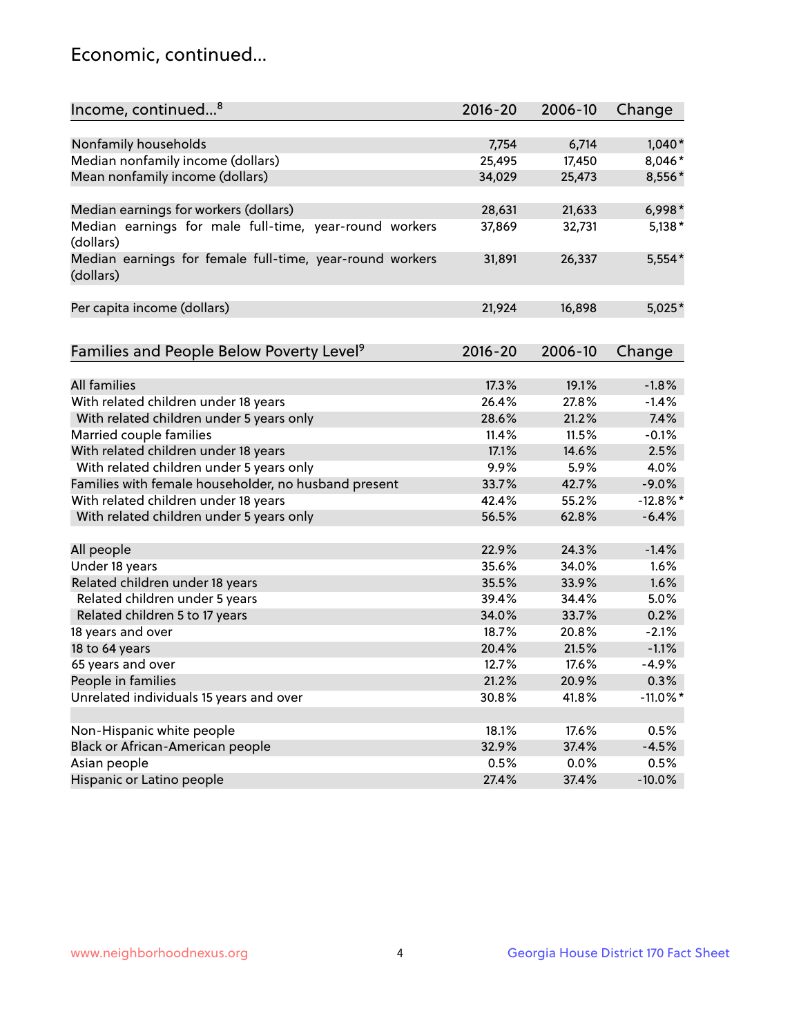## Economic, continued...

| Income, continued...[8] | 2016-20 | 2006-10 | Change |
|---|---|---|---|
| Nonfamily households | 7,754 | 6,714 | 1,040* |
| Median nonfamily income (dollars) | 25,495 | 17,450 | 8,046* |
| Mean nonfamily income (dollars) | 34,029 | 25,473 | 8,556* |
| Median earnings for workers (dollars) | 28,631 | 21,633 | 6,998* |
| Median earnings for male full-time, year-round workers (dollars) | 37,869 | 32,731 | 5,138* |
| Median earnings for female full-time, year-round workers (dollars) | 31,891 | 26,337 | 5,554* |
| Per capita income (dollars) | 21,924 | 16,898 | 5,025* |

| Families and People Below Poverty Level[9] | 2016-20 | 2006-10 | Change |
|---|---|---|---|
| All families | 17.3% | 19.1% | -1.8% |
| With related children under 18 years | 26.4% | 27.8% | -1.4% |
| With related children under 5 years only | 28.6% | 21.2% | 7.4% |
| Married couple families | 11.4% | 11.5% | -0.1% |
| With related children under 18 years | 17.1% | 14.6% | 2.5% |
| With related children under 5 years only | 9.9% | 5.9% | 4.0% |
| Families with female householder, no husband present | 33.7% | 42.7% | -9.0% |
| With related children under 18 years | 42.4% | 55.2% | -12.8%* |
| With related children under 5 years only | 56.5% | 62.8% | -6.4% |
| All people | 22.9% | 24.3% | -1.4% |
| Under 18 years | 35.6% | 34.0% | 1.6% |
| Related children under 18 years | 35.5% | 33.9% | 1.6% |
| Related children under 5 years | 39.4% | 34.4% | 5.0% |
| Related children 5 to 17 years | 34.0% | 33.7% | 0.2% |
| 18 years and over | 18.7% | 20.8% | -2.1% |
| 18 to 64 years | 20.4% | 21.5% | -1.1% |
| 65 years and over | 12.7% | 17.6% | -4.9% |
| People in families | 21.2% | 20.9% | 0.3% |
| Unrelated individuals 15 years and over | 30.8% | 41.8% | -11.0%* |
| Non-Hispanic white people | 18.1% | 17.6% | 0.5% |
| Black or African-American people | 32.9% | 37.4% | -4.5% |
| Asian people | 0.5% | 0.0% | 0.5% |
| Hispanic or Latino people | 27.4% | 37.4% | -10.0% |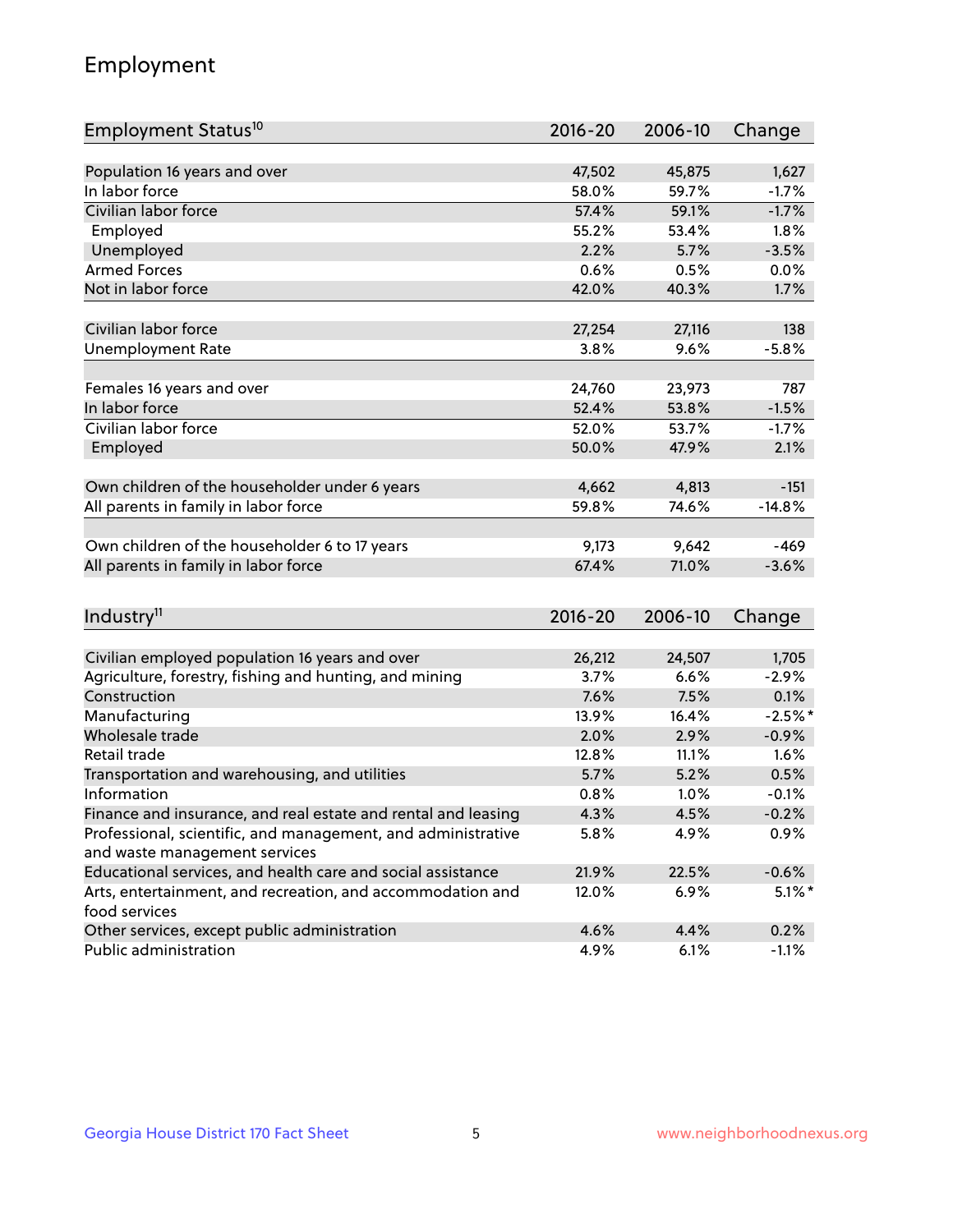## Employment

| Employment Status[10] | 2016-20 | 2006-10 | Change |
|---|---|---|---|
| Population 16 years and over | 47,502 | 45,875 | 1,627 |
| In labor force | 58.0% | 59.7% | -1.7% |
| Civilian labor force | 57.4% | 59.1% | -1.7% |
| Employed | 55.2% | 53.4% | 1.8% |
| Unemployed | 2.2% | 5.7% | -3.5% |
| Armed Forces | 0.6% | 0.5% | 0.0% |
| Not in labor force | 42.0% | 40.3% | 1.7% |
| | | | |
| Civilian labor force | 27,254 | 27,116 | 138 |
| Unemployment Rate | 3.8% | 9.6% | -5.8% |
| | | | |
| Females 16 years and over | 24,760 | 23,973 | 787 |
| In labor force | 52.4% | 53.8% | -1.5% |
| Civilian labor force | 52.0% | 53.7% | -1.7% |
| Employed | 50.0% | 47.9% | 2.1% |
| | | | |
| Own children of the householder under 6 years | 4,662 | 4,813 | -151 |
| All parents in family in labor force | 59.8% | 74.6% | -14.8% |
| | | | |
| Own children of the householder 6 to 17 years | 9,173 | 9,642 | -469 |
| All parents in family in labor force | 67.4% | 71.0% | -3.6% |

| Industry[11] | 2016-20 | 2006-10 | Change |
|---|---|---|---|
| Civilian employed population 16 years and over | 26,212 | 24,507 | 1,705 |
| Agriculture, forestry, fishing and hunting, and mining | 3.7% | 6.6% | -2.9% |
| Construction | 7.6% | 7.5% | 0.1% |
| Manufacturing | 13.9% | 16.4% | -2.5%* |
| Wholesale trade | 2.0% | 2.9% | -0.9% |
| Retail trade | 12.8% | 11.1% | 1.6% |
| Transportation and warehousing, and utilities | 5.7% | 5.2% | 0.5% |
| Information | 0.8% | 1.0% | -0.1% |
| Finance and insurance, and real estate and rental and leasing | 4.3% | 4.5% | -0.2% |
| Professional, scientific, and management, and administrative and waste management services | 5.8% | 4.9% | 0.9% |
| Educational services, and health care and social assistance | 21.9% | 22.5% | -0.6% |
| Arts, entertainment, and recreation, and accommodation and food services | 12.0% | 6.9% | 5.1%* |
| Other services, except public administration | 4.6% | 4.4% | 0.2% |
| Public administration | 4.9% | 6.1% | -1.1% |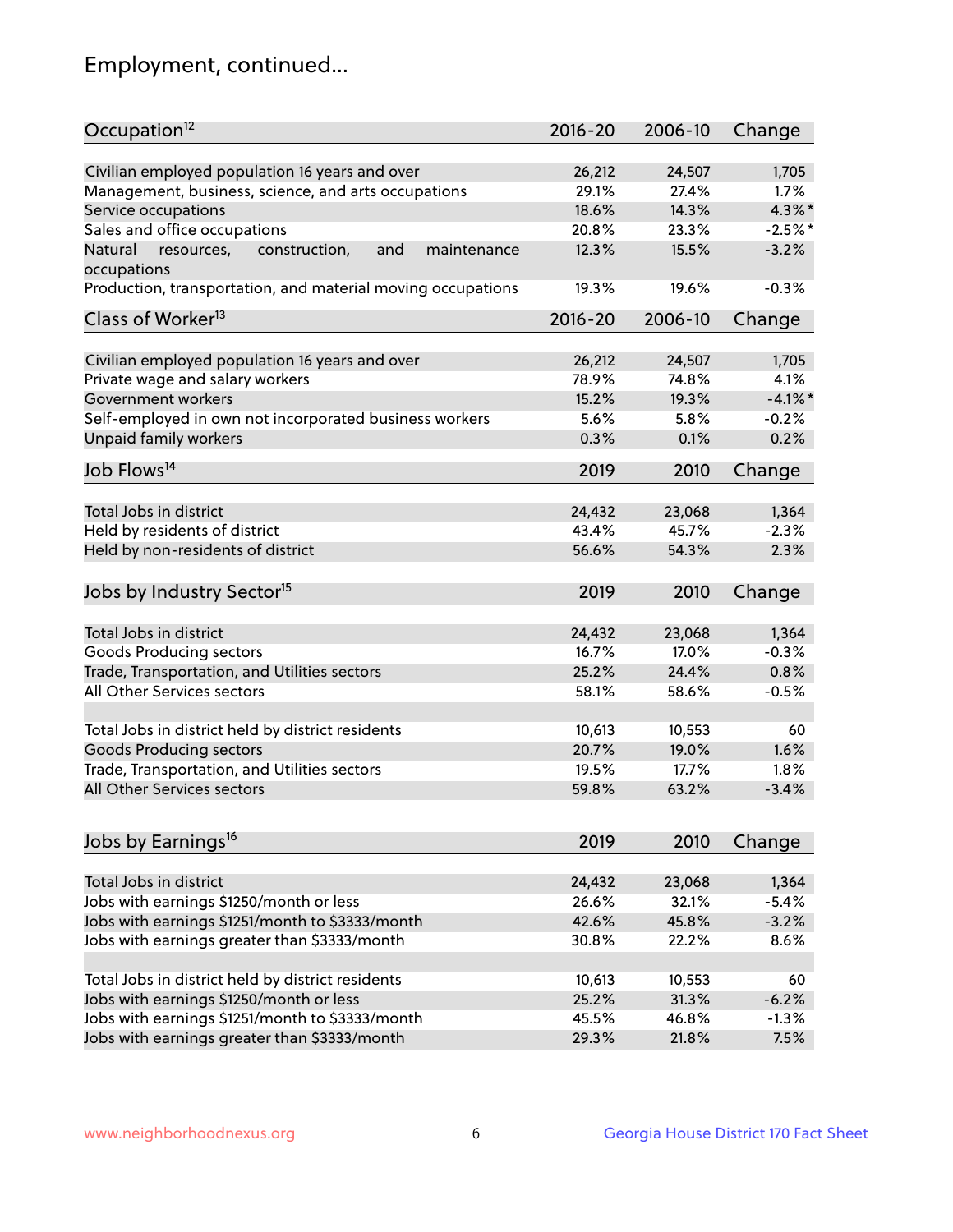## Employment, continued...

| Occupation[12] | 2016-20 | 2006-10 | Change |
|---|---|---|---|
| Civilian employed population 16 years and over | 26,212 | 24,507 | 1,705 |
| Management, business, science, and arts occupations | 29.1% | 27.4% | 1.7% |
| Service occupations | 18.6% | 14.3% | 4.3%* |
| Sales and office occupations | 20.8% | 23.3% | -2.5%* |
| Natural resources, construction, and maintenance occupations | 12.3% | 15.5% | -3.2% |
| Production, transportation, and material moving occupations | 19.3% | 19.6% | -0.3% |

| Class of Worker[13] | 2016-20 | 2006-10 | Change |
|---|---|---|---|
| Civilian employed population 16 years and over | 26,212 | 24,507 | 1,705 |
| Private wage and salary workers | 78.9% | 74.8% | 4.1% |
| Government workers | 15.2% | 19.3% | -4.1%* |
| Self-employed in own not incorporated business workers | 5.6% | 5.8% | -0.2% |
| Unpaid family workers | 0.3% | 0.1% | 0.2% |

| Job Flows[14] | 2019 | 2010 | Change |
|---|---|---|---|
| Total Jobs in district | 24,432 | 23,068 | 1,364 |
| Held by residents of district | 43.4% | 45.7% | -2.3% |
| Held by non-residents of district | 56.6% | 54.3% | 2.3% |

| Jobs by Industry Sector[15] | 2019 | 2010 | Change |
|---|---|---|---|
| Total Jobs in district | 24,432 | 23,068 | 1,364 |
| Goods Producing sectors | 16.7% | 17.0% | -0.3% |
| Trade, Transportation, and Utilities sectors | 25.2% | 24.4% | 0.8% |
| All Other Services sectors | 58.1% | 58.6% | -0.5% |
| | | | |
| Total Jobs in district held by district residents | 10,613 | 10,553 | 60 |
| Goods Producing sectors | 20.7% | 19.0% | 1.6% |
| Trade, Transportation, and Utilities sectors | 19.5% | 17.7% | 1.8% |
| All Other Services sectors | 59.8% | 63.2% | -3.4% |

| Jobs by Earnings[16] | 2019 | 2010 | Change |
|---|---|---|---|
| Total Jobs in district | 24,432 | 23,068 | 1,364 |
| Jobs with earnings $1250/month or less | 26.6% | 32.1% | -5.4% |
| Jobs with earnings $1251/month to $3333/month | 42.6% | 45.8% | -3.2% |
| Jobs with earnings greater than $3333/month | 30.8% | 22.2% | 8.6% |
| | | | |
| Total Jobs in district held by district residents | 10,613 | 10,553 | 60 |
| Jobs with earnings $1250/month or less | 25.2% | 31.3% | -6.2% |
| Jobs with earnings $1251/month to $3333/month | 45.5% | 46.8% | -1.3% |
| Jobs with earnings greater than $3333/month | 29.3% | 21.8% | 7.5% |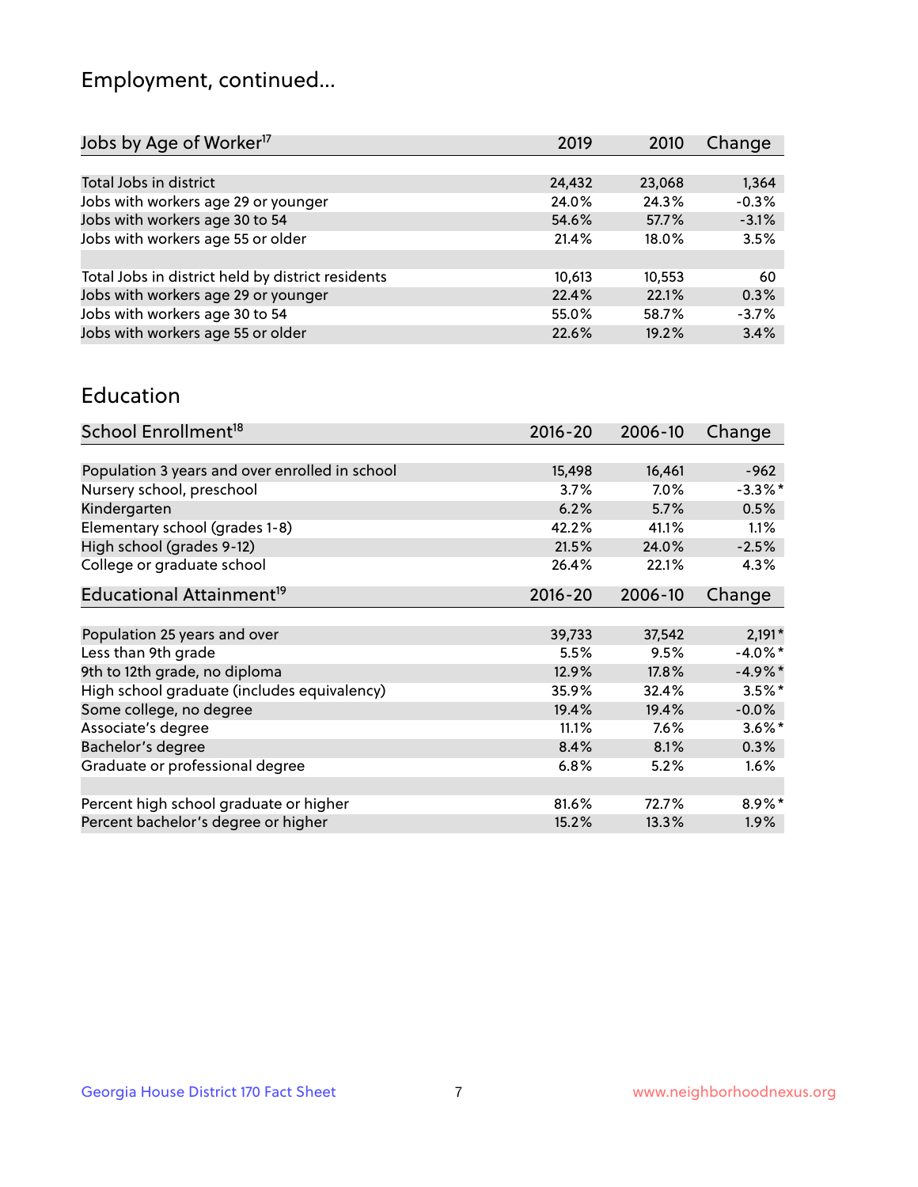## Employment, continued...

| Jobs by Age of Worker[17] | 2019 | 2010 | Change |
|---|---|---|---|
| Total Jobs in district | 24,432 | 23,068 | 1,364 |
| Jobs with workers age 29 or younger | 24.0% | 24.3% | -0.3% |
| Jobs with workers age 30 to 54 | 54.6% | 57.7% | -3.1% |
| Jobs with workers age 55 or older | 21.4% | 18.0% | 3.5% |
| | | | |
| Total Jobs in district held by district residents | 10,613 | 10,553 | 60 |
| Jobs with workers age 29 or younger | 22.4% | 22.1% | 0.3% |
| Jobs with workers age 30 to 54 | 55.0% | 58.7% | -3.7% |
| Jobs with workers age 55 or older | 22.6% | 19.2% | 3.4% |

## Education

| School Enrollment[18] | 2016-20 | 2006-10 | Change |
|---|---|---|---|
| Population 3 years and over enrolled in school | 15,498 | 16,461 | -962 |
| Nursery school, preschool | 3.7% | 7.0% | -3.3%* |
| Kindergarten | 6.2% | 5.7% | 0.5% |
| Elementary school (grades 1-8) | 42.2% | 41.1% | 1.1% |
| High school (grades 9-12) | 21.5% | 24.0% | -2.5% |
| College or graduate school | 26.4% | 22.1% | 4.3% |

| Educational Attainment[19] | 2016-20 | 2006-10 | Change |
|---|---|---|---|
| Population 25 years and over | 39,733 | 37,542 | 2,191* |
| Less than 9th grade | 5.5% | 9.5% | -4.0%* |
| 9th to 12th grade, no diploma | 12.9% | 17.8% | -4.9%* |
| High school graduate (includes equivalency) | 35.9% | 32.4% | 3.5%* |
| Some college, no degree | 19.4% | 19.4% | -0.0% |
| Associate's degree | 11.1% | 7.6% | 3.6%* |
| Bachelor's degree | 8.4% | 8.1% | 0.3% |
| Graduate or professional degree | 6.8% | 5.2% | 1.6% |
| | | | |
| Percent high school graduate or higher | 81.6% | 72.7% | 8.9%* |
| Percent bachelor's degree or higher | 15.2% | 13.3% | 1.9% |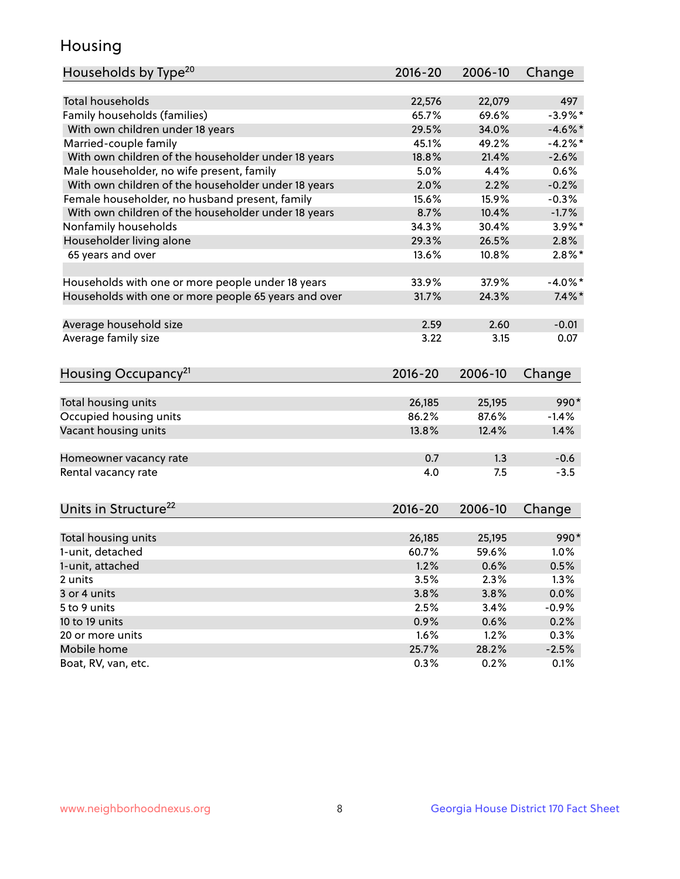## Housing

| Households by Type[20] | 2016-20 | 2006-10 | Change |
|---|---|---|---|
| Total households | 22,576 | 22,079 | 497 |
| Family households (families) | 65.7% | 69.6% | -3.9%* |
| With own children under 18 years | 29.5% | 34.0% | -4.6%* |
| Married-couple family | 45.1% | 49.2% | -4.2%* |
| With own children of the householder under 18 years | 18.8% | 21.4% | -2.6% |
| Male householder, no wife present, family | 5.0% | 4.4% | 0.6% |
| With own children of the householder under 18 years | 2.0% | 2.2% | -0.2% |
| Female householder, no husband present, family | 15.6% | 15.9% | -0.3% |
| With own children of the householder under 18 years | 8.7% | 10.4% | -1.7% |
| Nonfamily households | 34.3% | 30.4% | 3.9%* |
| Householder living alone | 29.3% | 26.5% | 2.8% |
| 65 years and over | 13.6% | 10.8% | 2.8%* |
| | | | |
| Households with one or more people under 18 years | 33.9% | 37.9% | -4.0%* |
| Households with one or more people 65 years and over | 31.7% | 24.3% | 7.4%* |
| | | | |
| Average household size | 2.59 | 2.60 | -0.01 |
| Average family size | 3.22 | 3.15 | 0.07 |

| Housing Occupancy[21] | 2016-20 | 2006-10 | Change |
|---|---|---|---|
| Total housing units | 26,185 | 25,195 | 990* |
| Occupied housing units | 86.2% | 87.6% | -1.4% |
| Vacant housing units | 13.8% | 12.4% | 1.4% |
| | | | |
| Homeowner vacancy rate | 0.7 | 1.3 | -0.6 |
| Rental vacancy rate | 4.0 | 7.5 | -3.5 |

| Units in Structure[22] | 2016-20 | 2006-10 | Change |
|---|---|---|---|
| Total housing units | 26,185 | 25,195 | 990* |
| 1-unit, detached | 60.7% | 59.6% | 1.0% |
| 1-unit, attached | 1.2% | 0.6% | 0.5% |
| 2 units | 3.5% | 2.3% | 1.3% |
| 3 or 4 units | 3.8% | 3.8% | 0.0% |
| 5 to 9 units | 2.5% | 3.4% | -0.9% |
| 10 to 19 units | 0.9% | 0.6% | 0.2% |
| 20 or more units | 1.6% | 1.2% | 0.3% |
| Mobile home | 25.7% | 28.2% | -2.5% |
| Boat, RV, van, etc. | 0.3% | 0.2% | 0.1% |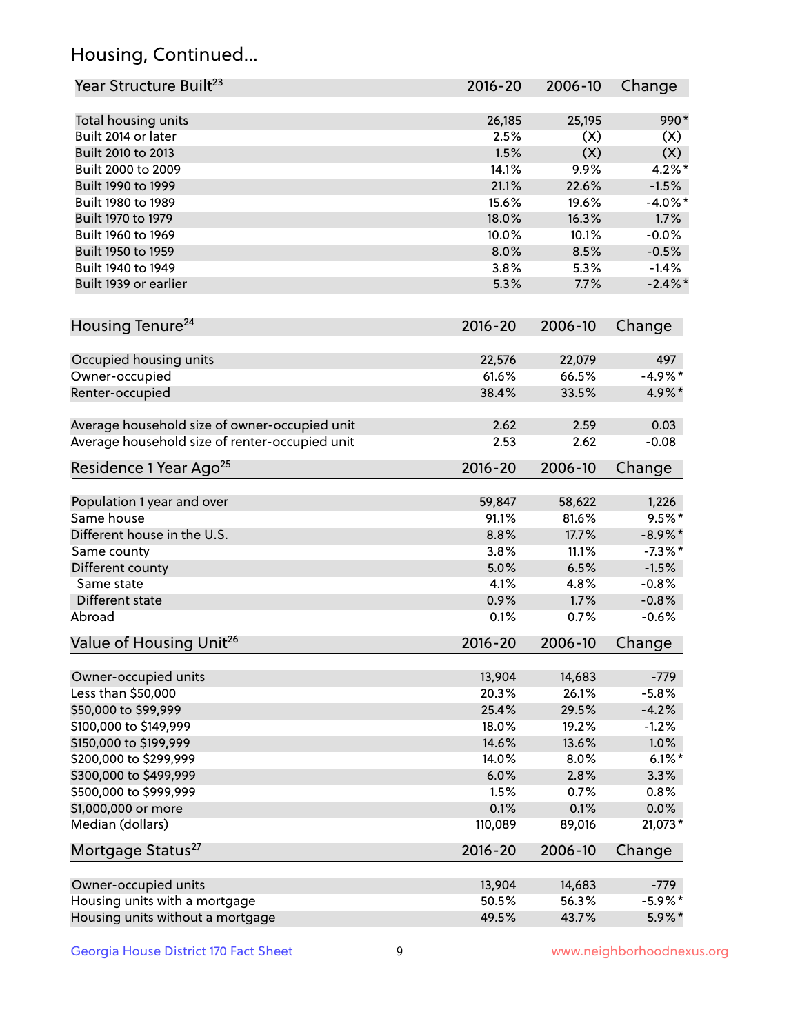## Housing, Continued...

| Year Structure Built[23] | 2016-20 | 2006-10 | Change |
|---|---|---|---|
| Total housing units | 26,185 | 25,195 | 990* |
| Built 2014 or later | 2.5% | (X) | (X) |
| Built 2010 to 2013 | 1.5% | (X) | (X) |
| Built 2000 to 2009 | 14.1% | 9.9% | 4.2%* |
| Built 1990 to 1999 | 21.1% | 22.6% | -1.5% |
| Built 1980 to 1989 | 15.6% | 19.6% | -4.0%* |
| Built 1970 to 1979 | 18.0% | 16.3% | 1.7% |
| Built 1960 to 1969 | 10.0% | 10.1% | -0.0% |
| Built 1950 to 1959 | 8.0% | 8.5% | -0.5% |
| Built 1940 to 1949 | 3.8% | 5.3% | -1.4% |
| Built 1939 or earlier | 5.3% | 7.7% | -2.4%* |

| Housing Tenure[24] | 2016-20 | 2006-10 | Change |
|---|---|---|---|
| Occupied housing units | 22,576 | 22,079 | 497 |
| Owner-occupied | 61.6% | 66.5% | -4.9%* |
| Renter-occupied | 38.4% | 33.5% | 4.9%* |
| Average household size of owner-occupied unit | 2.62 | 2.59 | 0.03 |
| Average household size of renter-occupied unit | 2.53 | 2.62 | -0.08 |

| Residence 1 Year Ago[25] | 2016-20 | 2006-10 | Change |
|---|---|---|---|
| Population 1 year and over | 59,847 | 58,622 | 1,226 |
| Same house | 91.1% | 81.6% | 9.5%* |
| Different house in the U.S. | 8.8% | 17.7% | -8.9%* |
| Same county | 3.8% | 11.1% | -7.3%* |
| Different county | 5.0% | 6.5% | -1.5% |
| Same state | 4.1% | 4.8% | -0.8% |
| Different state | 0.9% | 1.7% | -0.8% |
| Abroad | 0.1% | 0.7% | -0.6% |

| Value of Housing Unit[26] | 2016-20 | 2006-10 | Change |
|---|---|---|---|
| Owner-occupied units | 13,904 | 14,683 | -779 |
| Less than $50,000 | 20.3% | 26.1% | -5.8% |
| $50,000 to $99,999 | 25.4% | 29.5% | -4.2% |
| $100,000 to $149,999 | 18.0% | 19.2% | -1.2% |
| $150,000 to $199,999 | 14.6% | 13.6% | 1.0% |
| $200,000 to $299,999 | 14.0% | 8.0% | 6.1%* |
| $300,000 to $499,999 | 6.0% | 2.8% | 3.3% |
| $500,000 to $999,999 | 1.5% | 0.7% | 0.8% |
| $1,000,000 or more | 0.1% | 0.1% | 0.0% |
| Median (dollars) | 110,089 | 89,016 | 21,073* |

| Mortgage Status[27] | 2016-20 | 2006-10 | Change |
|---|---|---|---|
| Owner-occupied units | 13,904 | 14,683 | -779 |
| Housing units with a mortgage | 50.5% | 56.3% | -5.9%* |
| Housing units without a mortgage | 49.5% | 43.7% | 5.9%* |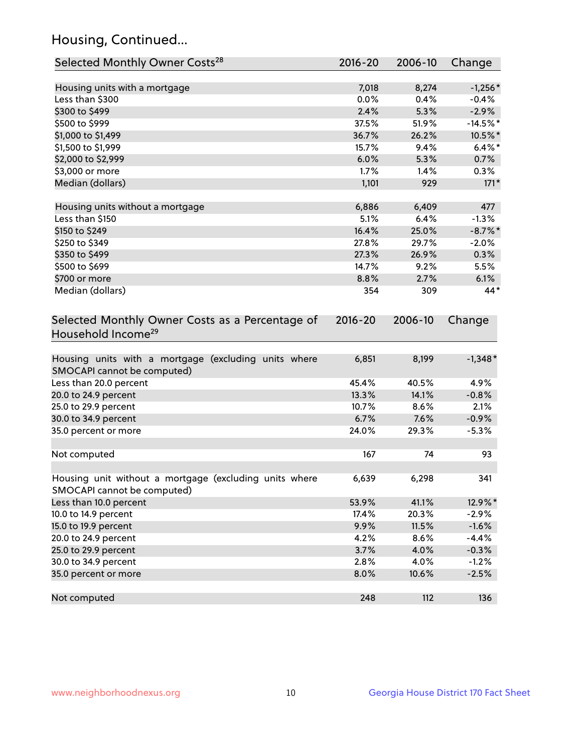## Housing, Continued...

| Selected Monthly Owner Costs[28] | 2016-20 | 2006-10 | Change |
|---|---|---|---|
| Housing units with a mortgage | 7,018 | 8,274 | -1,256* |
| Less than $300 | 0.0% | 0.4% | -0.4% |
| $300 to $499 | 2.4% | 5.3% | -2.9% |
| $500 to $999 | 37.5% | 51.9% | -14.5%* |
| $1,000 to $1,499 | 36.7% | 26.2% | 10.5%* |
| $1,500 to $1,999 | 15.7% | 9.4% | 6.4%* |
| $2,000 to $2,999 | 6.0% | 5.3% | 0.7% |
| $3,000 or more | 1.7% | 1.4% | 0.3% |
| Median (dollars) | 1,101 | 929 | 171* |
| | | | |
| Housing units without a mortgage | 6,886 | 6,409 | 477 |
| Less than $150 | 5.1% | 6.4% | -1.3% |
| $150 to $249 | 16.4% | 25.0% | -8.7%* |
| $250 to $349 | 27.8% | 29.7% | -2.0% |
| $350 to $499 | 27.3% | 26.9% | 0.3% |
| $500 to $699 | 14.7% | 9.2% | 5.5% |
| $700 or more | 8.8% | 2.7% | 6.1% |
| Median (dollars) | 354 | 309 | 44* |

| Selected Monthly Owner Costs as a Percentage of Household Income[29] | 2016-20 | 2006-10 | Change |
|---|---|---|---|
| Housing units with a mortgage (excluding units where SMOCAPI cannot be computed) | 6,851 | 8,199 | -1,348* |
| Less than 20.0 percent | 45.4% | 40.5% | 4.9% |
| 20.0 to 24.9 percent | 13.3% | 14.1% | -0.8% |
| 25.0 to 29.9 percent | 10.7% | 8.6% | 2.1% |
| 30.0 to 34.9 percent | 6.7% | 7.6% | -0.9% |
| 35.0 percent or more | 24.0% | 29.3% | -5.3% |
| | | | |
| Not computed | 167 | 74 | 93 |
| | | | |
| Housing unit without a mortgage (excluding units where SMOCAPI cannot be computed) | 6,639 | 6,298 | 341 |
| Less than 10.0 percent | 53.9% | 41.1% | 12.9%* |
| 10.0 to 14.9 percent | 17.4% | 20.3% | -2.9% |
| 15.0 to 19.9 percent | 9.9% | 11.5% | -1.6% |
| 20.0 to 24.9 percent | 4.2% | 8.6% | -4.4% |
| 25.0 to 29.9 percent | 3.7% | 4.0% | -0.3% |
| 30.0 to 34.9 percent | 2.8% | 4.0% | -1.2% |
| 35.0 percent or more | 8.0% | 10.6% | -2.5% |
| | | | |
| Not computed | 248 | 112 | 136 |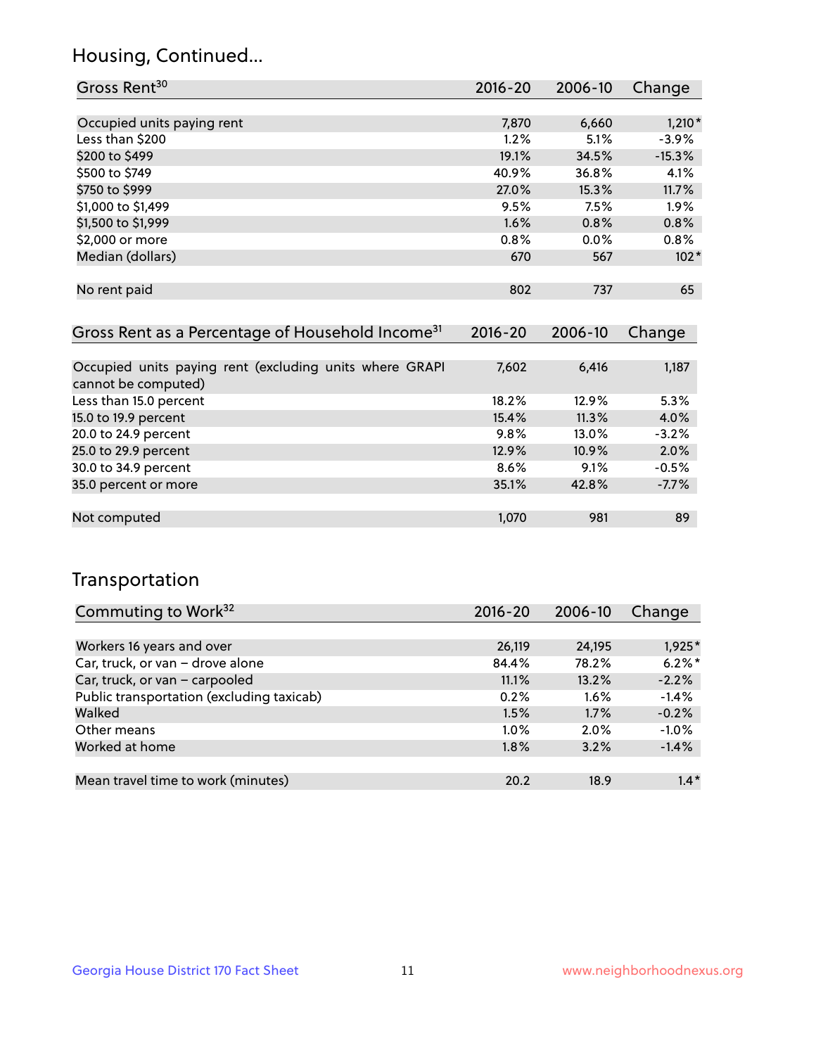## Housing, Continued...

| Gross Rent[30] | 2016-20 | 2006-10 | Change |
|---|---|---|---|
| Occupied units paying rent | 7,870 | 6,660 | 1,210* |
| Less than $200 | 1.2% | 5.1% | -3.9% |
| $200 to $499 | 19.1% | 34.5% | -15.3% |
| $500 to $749 | 40.9% | 36.8% | 4.1% |
| $750 to $999 | 27.0% | 15.3% | 11.7% |
| $1,000 to $1,499 | 9.5% | 7.5% | 1.9% |
| $1,500 to $1,999 | 1.6% | 0.8% | 0.8% |
| $2,000 or more | 0.8% | 0.0% | 0.8% |
| Median (dollars) | 670 | 567 | 102* |
| No rent paid | 802 | 737 | 65 |

| Gross Rent as a Percentage of Household Income[31] | 2016-20 | 2006-10 | Change |
|---|---|---|---|
| Occupied units paying rent (excluding units where GRAPI cannot be computed) | 7,602 | 6,416 | 1,187 |
| Less than 15.0 percent | 18.2% | 12.9% | 5.3% |
| 15.0 to 19.9 percent | 15.4% | 11.3% | 4.0% |
| 20.0 to 24.9 percent | 9.8% | 13.0% | -3.2% |
| 25.0 to 29.9 percent | 12.9% | 10.9% | 2.0% |
| 30.0 to 34.9 percent | 8.6% | 9.1% | -0.5% |
| 35.0 percent or more | 35.1% | 42.8% | -7.7% |
| Not computed | 1,070 | 981 | 89 |

## Transportation

| Commuting to Work[32] | 2016-20 | 2006-10 | Change |
|---|---|---|---|
| Workers 16 years and over | 26,119 | 24,195 | 1,925* |
| Car, truck, or van – drove alone | 84.4% | 78.2% | 6.2%* |
| Car, truck, or van – carpooled | 11.1% | 13.2% | -2.2% |
| Public transportation (excluding taxicab) | 0.2% | 1.6% | -1.4% |
| Walked | 1.5% | 1.7% | -0.2% |
| Other means | 1.0% | 2.0% | -1.0% |
| Worked at home | 1.8% | 3.2% | -1.4% |
| Mean travel time to work (minutes) | 20.2 | 18.9 | 1.4* |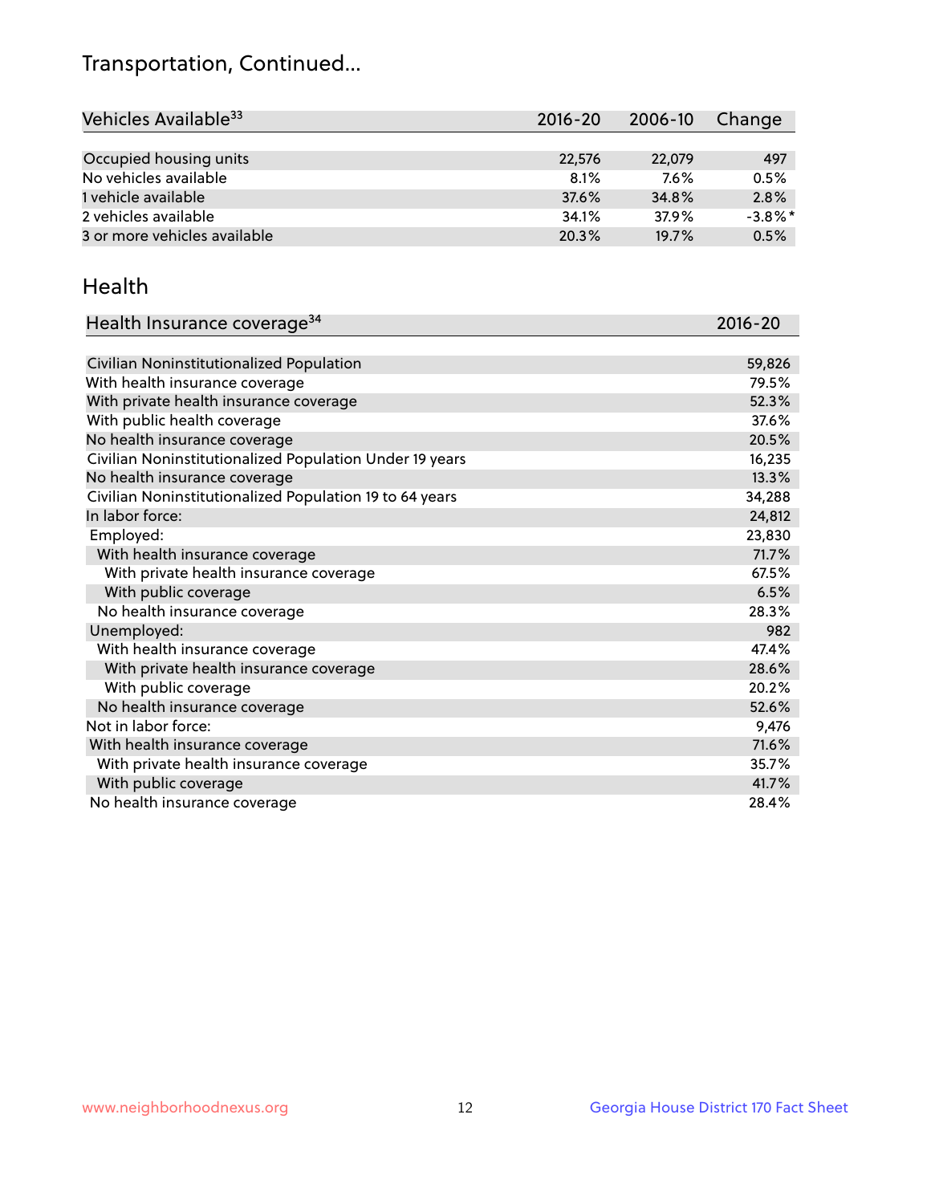# Transportation, Continued...

| Vehicles Available[33] | 2016-20 | 2006-10 | Change |
|---|---|---|---|
| Occupied housing units | 22,576 | 22,079 | 497 |
| No vehicles available | 8.1% | 7.6% | 0.5% |
| 1 vehicle available | 37.6% | 34.8% | 2.8% |
| 2 vehicles available | 34.1% | 37.9% | -3.8%* |
| 3 or more vehicles available | 20.3% | 19.7% | 0.5% |

## Health

| Health Insurance coverage[34] | 2016-20 |
|---|---|
| Civilian Noninstitutionalized Population | 59,826 |
| With health insurance coverage | 79.5% |
| With private health insurance coverage | 52.3% |
| With public health coverage | 37.6% |
| No health insurance coverage | 20.5% |
| Civilian Noninstitutionalized Population Under 19 years | 16,235 |
| No health insurance coverage | 13.3% |
| Civilian Noninstitutionalized Population 19 to 64 years | 34,288 |
| In labor force: | 24,812 |
| Employed: | 23,830 |
| With health insurance coverage | 71.7% |
| With private health insurance coverage | 67.5% |
| With public coverage | 6.5% |
| No health insurance coverage | 28.3% |
| Unemployed: | 982 |
| With health insurance coverage | 47.4% |
| With private health insurance coverage | 28.6% |
| With public coverage | 20.2% |
| No health insurance coverage | 52.6% |
| Not in labor force: | 9,476 |
| With health insurance coverage | 71.6% |
| With private health insurance coverage | 35.7% |
| With public coverage | 41.7% |
| No health insurance coverage | 28.4% |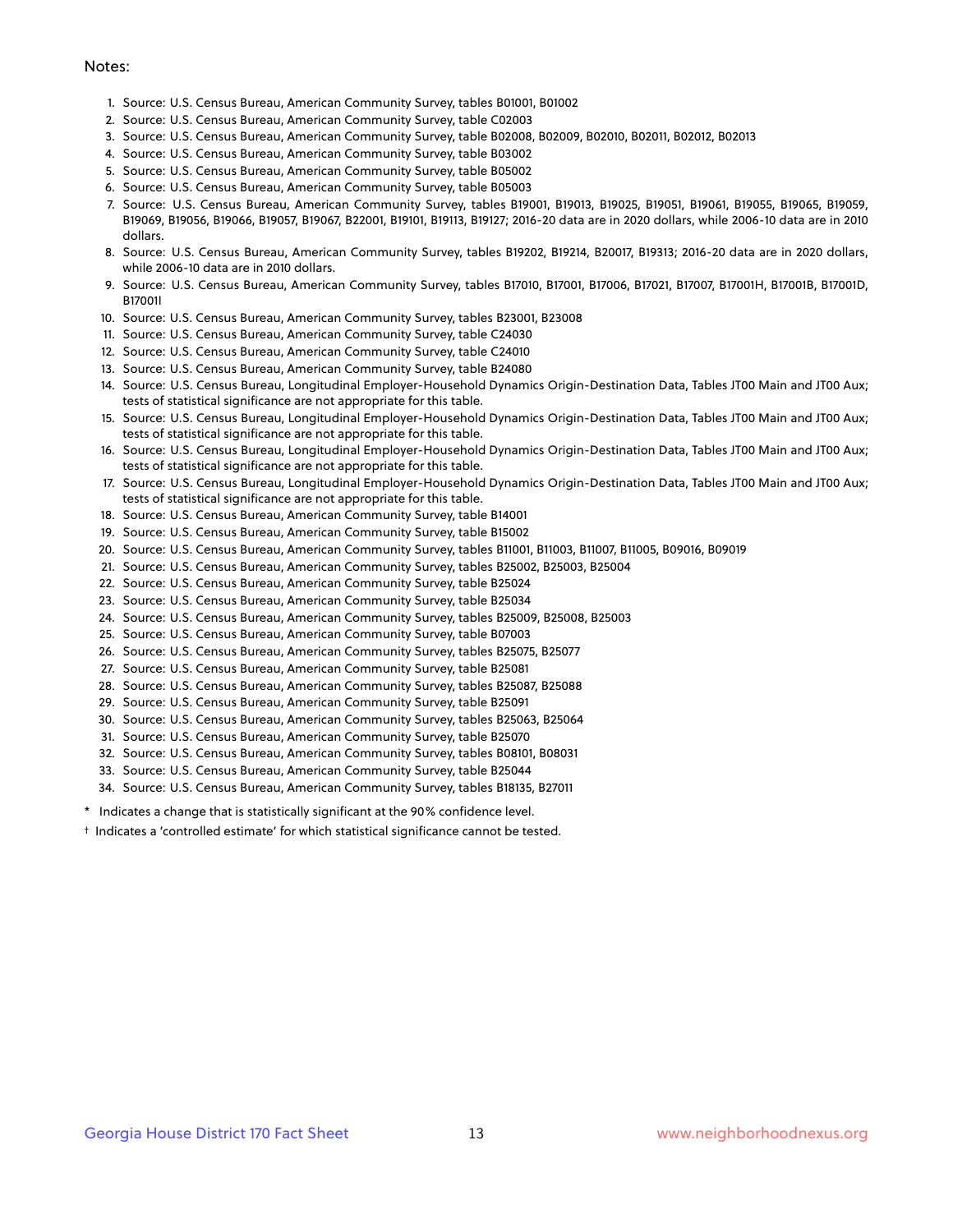Notes:

1. Source: U.S. Census Bureau, American Community Survey, tables B01001, B01002
2. Source: U.S. Census Bureau, American Community Survey, table C02003
3. Source: U.S. Census Bureau, American Community Survey, table B02008, B02009, B02010, B02011, B02012, B02013
4. Source: U.S. Census Bureau, American Community Survey, table B03002
5. Source: U.S. Census Bureau, American Community Survey, table B05002
6. Source: U.S. Census Bureau, American Community Survey, table B05003
7. Source: U.S. Census Bureau, American Community Survey, tables B19001, B19013, B19025, B19051, B19061, B19055, B19065, B19059, B19069, B19056, B19066, B19057, B19067, B22001, B19101, B19113, B19127; 2016-20 data are in 2020 dollars, while 2006-10 data are in 2010 dollars.
8. Source: U.S. Census Bureau, American Community Survey, tables B19202, B19214, B20017, B19313; 2016-20 data are in 2020 dollars, while 2006-10 data are in 2010 dollars.
9. Source: U.S. Census Bureau, American Community Survey, tables B17010, B17001, B17006, B17021, B17007, B17001H, B17001B, B17001D, B17001I
10. Source: U.S. Census Bureau, American Community Survey, tables B23001, B23008
11. Source: U.S. Census Bureau, American Community Survey, table C24030
12. Source: U.S. Census Bureau, American Community Survey, table C24010
13. Source: U.S. Census Bureau, American Community Survey, table B24080
14. Source: U.S. Census Bureau, Longitudinal Employer-Household Dynamics Origin-Destination Data, Tables JT00 Main and JT00 Aux; tests of statistical significance are not appropriate for this table.
15. Source: U.S. Census Bureau, Longitudinal Employer-Household Dynamics Origin-Destination Data, Tables JT00 Main and JT00 Aux; tests of statistical significance are not appropriate for this table.
16. Source: U.S. Census Bureau, Longitudinal Employer-Household Dynamics Origin-Destination Data, Tables JT00 Main and JT00 Aux; tests of statistical significance are not appropriate for this table.
17. Source: U.S. Census Bureau, Longitudinal Employer-Household Dynamics Origin-Destination Data, Tables JT00 Main and JT00 Aux; tests of statistical significance are not appropriate for this table.
18. Source: U.S. Census Bureau, American Community Survey, table B14001
19. Source: U.S. Census Bureau, American Community Survey, table B15002
20. Source: U.S. Census Bureau, American Community Survey, tables B11001, B11003, B11007, B11005, B09016, B09019
21. Source: U.S. Census Bureau, American Community Survey, tables B25002, B25003, B25004
22. Source: U.S. Census Bureau, American Community Survey, table B25024
23. Source: U.S. Census Bureau, American Community Survey, table B25034
24. Source: U.S. Census Bureau, American Community Survey, tables B25009, B25008, B25003
25. Source: U.S. Census Bureau, American Community Survey, table B07003
26. Source: U.S. Census Bureau, American Community Survey, tables B25075, B25077
27. Source: U.S. Census Bureau, American Community Survey, table B25081
28. Source: U.S. Census Bureau, American Community Survey, tables B25087, B25088
29. Source: U.S. Census Bureau, American Community Survey, table B25091
30. Source: U.S. Census Bureau, American Community Survey, tables B25063, B25064
31. Source: U.S. Census Bureau, American Community Survey, table B25070
32. Source: U.S. Census Bureau, American Community Survey, tables B08101, B08031
33. Source: U.S. Census Bureau, American Community Survey, table B25044
34. Source: U.S. Census Bureau, American Community Survey, tables B18135, B27011

\* Indicates a change that is statistically significant at the 90% confidence level.

† Indicates a 'controlled estimate' for which statistical significance cannot be tested.